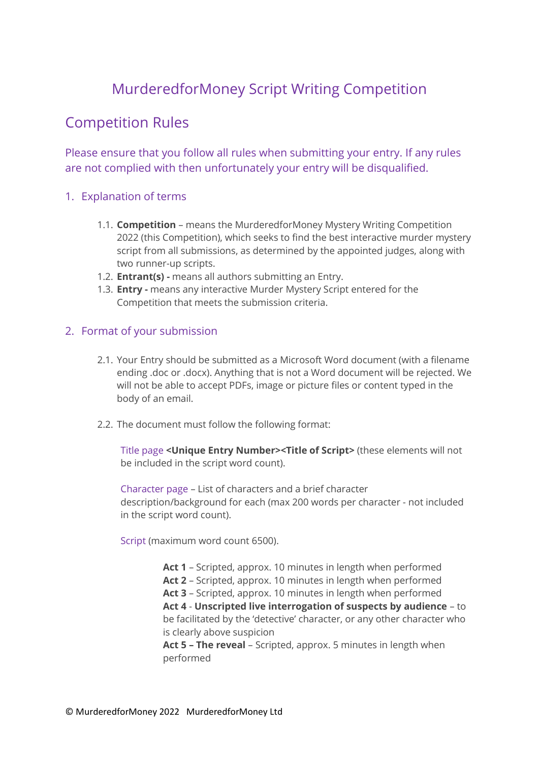# MurderedforMoney Script Writing Competition

## Competition Rules

Please ensure that you follow all rules when submitting your entry. If any rules are not complied with then unfortunately your entry will be disqualified.

### 1. Explanation of terms

1.1. **Competition** – means the MurderedforMoney Mystery Writing Competition 2022 (this Competition), which seeks to find the best interactive murder mystery script from all submissions, as determined by the appointed judges, along with two runner-up scripts.

1.2. **Entrant(s) -** means all authors submitting an Entry.

1.3. **Entry -** means any interactive Murder Mystery Script entered for the Competition that meets the submission criteria.

### 2. Format of your submission

2.1. Your Entry should be submitted as a Microsoft Word document (with a filename ending .doc or .docx). Anything that is not a Word document will be rejected. We will not be able to accept PDFs, image or picture files or content typed in the body of an email.

2.2. The document must follow the following format:

Title page **<Unique Entry Number><Title of Script>** (these elements will not be included in the script word count).

Character page – List of characters and a brief character description/background for each (max 200 words per character - not included in the script word count).

Script (maximum word count 6500).

**Act 1** – Scripted, approx. 10 minutes in length when performed
**Act 2** – Scripted, approx. 10 minutes in length when performed
**Act 3** – Scripted, approx. 10 minutes in length when performed
**Act 4** - **Unscripted live interrogation of suspects by audience** – to be facilitated by the 'detective' character, or any other character who is clearly above suspicion
**Act 5 – The reveal** – Scripted, approx. 5 minutes in length when performed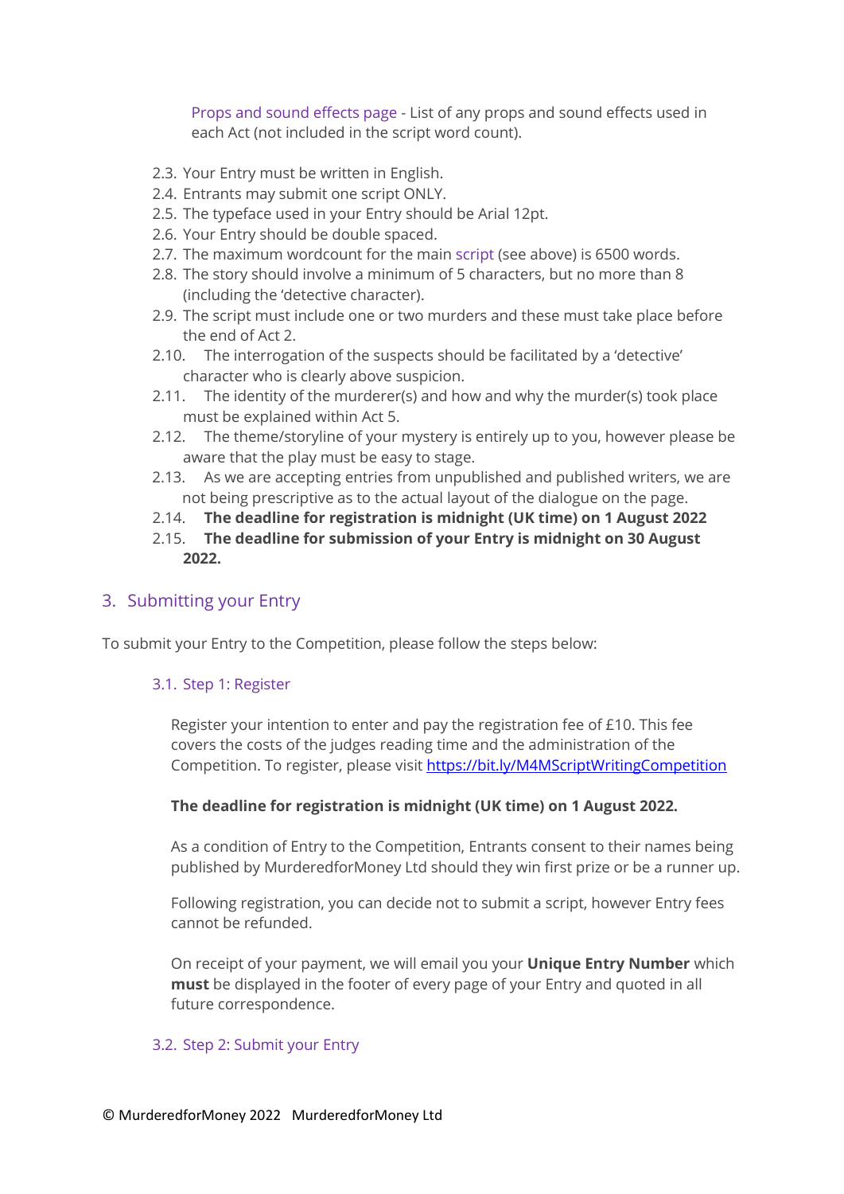Props and sound effects page - List of any props and sound effects used in each Act (not included in the script word count).

2.3. Your Entry must be written in English.
2.4. Entrants may submit one script ONLY.
2.5. The typeface used in your Entry should be Arial 12pt.
2.6. Your Entry should be double spaced.
2.7. The maximum wordcount for the main script (see above) is 6500 words.
2.8. The story should involve a minimum of 5 characters, but no more than 8 (including the 'detective character).
2.9. The script must include one or two murders and these must take place before the end of Act 2.
2.10. The interrogation of the suspects should be facilitated by a 'detective' character who is clearly above suspicion.
2.11. The identity of the murderer(s) and how and why the murder(s) took place must be explained within Act 5.
2.12. The theme/storyline of your mystery is entirely up to you, however please be aware that the play must be easy to stage.
2.13. As we are accepting entries from unpublished and published writers, we are not being prescriptive as to the actual layout of the dialogue on the page.
2.14. **The deadline for registration is midnight (UK time) on 1 August 2022**
2.15. **The deadline for submission of your Entry is midnight on 30 August 2022.**

## 3. Submitting your Entry

To submit your Entry to the Competition, please follow the steps below:

### 3.1. Step 1: Register

Register your intention to enter and pay the registration fee of £10. This fee covers the costs of the judges reading time and the administration of the Competition. To register, please visit https://bit.ly/M4MScriptWritingCompetition

**The deadline for registration is midnight (UK time) on 1 August 2022.**

As a condition of Entry to the Competition, Entrants consent to their names being published by MurderedforMoney Ltd should they win first prize or be a runner up.

Following registration, you can decide not to submit a script, however Entry fees cannot be refunded.

On receipt of your payment, we will email you your **Unique Entry Number** which **must** be displayed in the footer of every page of your Entry and quoted in all future correspondence.

### 3.2. Step 2: Submit your Entry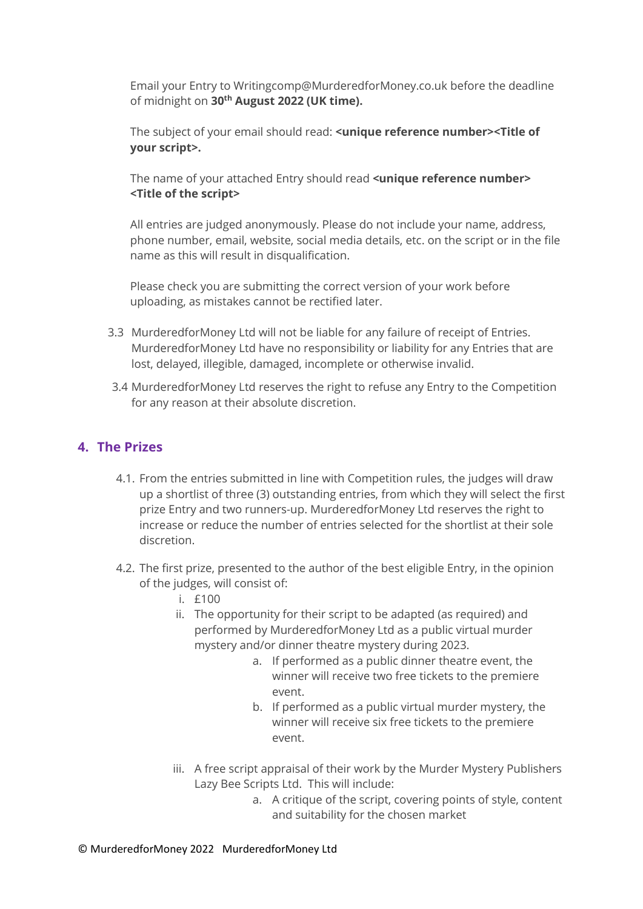Email your Entry to Writingcomp@MurderedforMoney.co.uk before the deadline of midnight on **30th August 2022 (UK time).**

The subject of your email should read: **<unique reference number><Title of your script>.**

The name of your attached Entry should read **<unique reference number> <Title of the script>**

All entries are judged anonymously. Please do not include your name, address, phone number, email, website, social media details, etc. on the script or in the file name as this will result in disqualification.

Please check you are submitting the correct version of your work before uploading, as mistakes cannot be rectified later.

3.3 MurderedforMoney Ltd will not be liable for any failure of receipt of Entries. MurderedforMoney Ltd have no responsibility or liability for any Entries that are lost, delayed, illegible, damaged, incomplete or otherwise invalid.

3.4 MurderedforMoney Ltd reserves the right to refuse any Entry to the Competition for any reason at their absolute discretion.

## 4. The Prizes

4.1. From the entries submitted in line with Competition rules, the judges will draw up a shortlist of three (3) outstanding entries, from which they will select the first prize Entry and two runners-up. MurderedforMoney Ltd reserves the right to increase or reduce the number of entries selected for the shortlist at their sole discretion.

4.2. The first prize, presented to the author of the best eligible Entry, in the opinion of the judges, will consist of:

i. £100

ii. The opportunity for their script to be adapted (as required) and performed by MurderedforMoney Ltd as a public virtual murder mystery and/or dinner theatre mystery during 2023.

   a. If performed as a public dinner theatre event, the winner will receive two free tickets to the premiere event.

   b. If performed as a public virtual murder mystery, the winner will receive six free tickets to the premiere event.

iii. A free script appraisal of their work by the Murder Mystery Publishers Lazy Bee Scripts Ltd. This will include:

   a. A critique of the script, covering points of style, content and suitability for the chosen market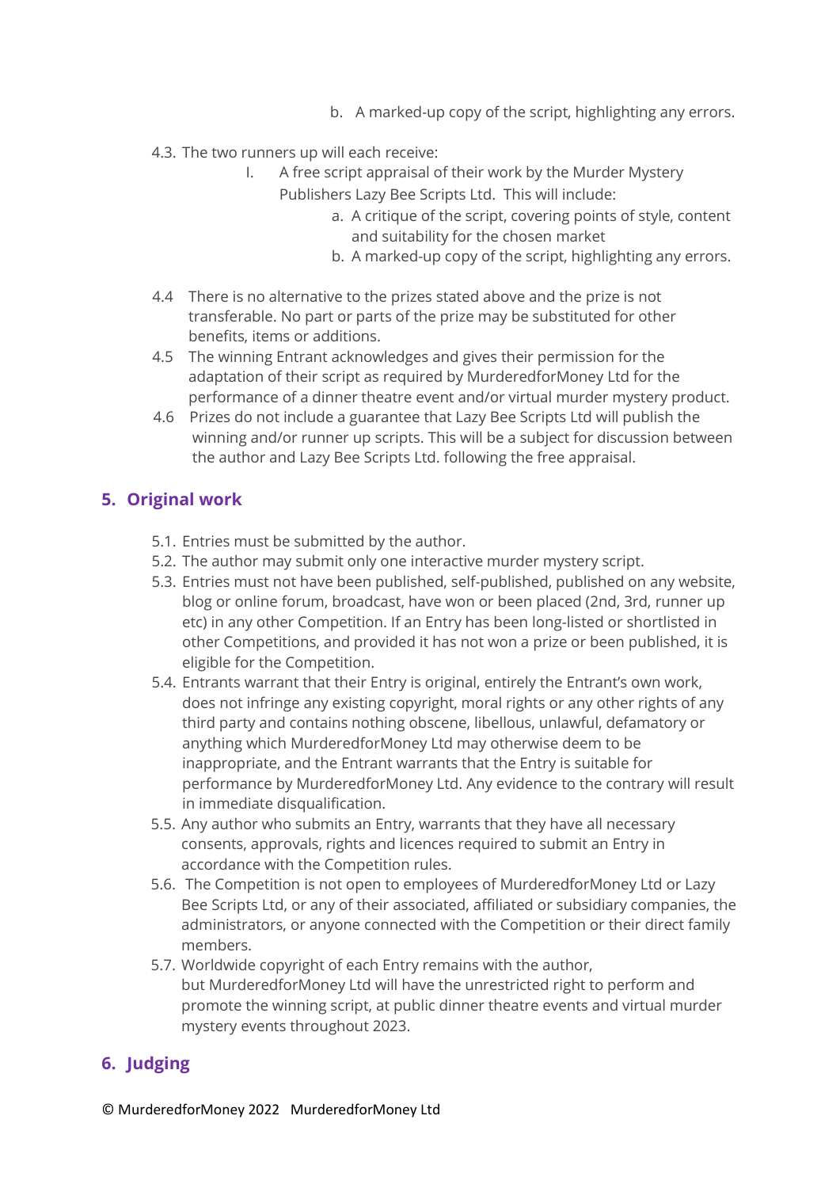b. A marked-up copy of the script, highlighting any errors.

4.3. The two runners up will each receive:

I. A free script appraisal of their work by the Murder Mystery Publishers Lazy Bee Scripts Ltd. This will include:

a. A critique of the script, covering points of style, content and suitability for the chosen market

b. A marked-up copy of the script, highlighting any errors.

4.4 There is no alternative to the prizes stated above and the prize is not transferable. No part or parts of the prize may be substituted for other benefits, items or additions.

4.5 The winning Entrant acknowledges and gives their permission for the adaptation of their script as required by MurderedforMoney Ltd for the performance of a dinner theatre event and/or virtual murder mystery product.

4.6 Prizes do not include a guarantee that Lazy Bee Scripts Ltd will publish the winning and/or runner up scripts. This will be a subject for discussion between the author and Lazy Bee Scripts Ltd. following the free appraisal.

## 5. Original work

5.1. Entries must be submitted by the author.

5.2. The author may submit only one interactive murder mystery script.

5.3. Entries must not have been published, self-published, published on any website, blog or online forum, broadcast, have won or been placed (2nd, 3rd, runner up etc) in any other Competition. If an Entry has been long-listed or shortlisted in other Competitions, and provided it has not won a prize or been published, it is eligible for the Competition.

5.4. Entrants warrant that their Entry is original, entirely the Entrant's own work, does not infringe any existing copyright, moral rights or any other rights of any third party and contains nothing obscene, libellous, unlawful, defamatory or anything which MurderedforMoney Ltd may otherwise deem to be inappropriate, and the Entrant warrants that the Entry is suitable for performance by MurderedforMoney Ltd. Any evidence to the contrary will result in immediate disqualification.

5.5. Any author who submits an Entry, warrants that they have all necessary consents, approvals, rights and licences required to submit an Entry in accordance with the Competition rules.

5.6. The Competition is not open to employees of MurderedforMoney Ltd or Lazy Bee Scripts Ltd, or any of their associated, affiliated or subsidiary companies, the administrators, or anyone connected with the Competition or their direct family members.

5.7. Worldwide copyright of each Entry remains with the author, but MurderedforMoney Ltd will have the unrestricted right to perform and promote the winning script, at public dinner theatre events and virtual murder mystery events throughout 2023.

## 6. Judging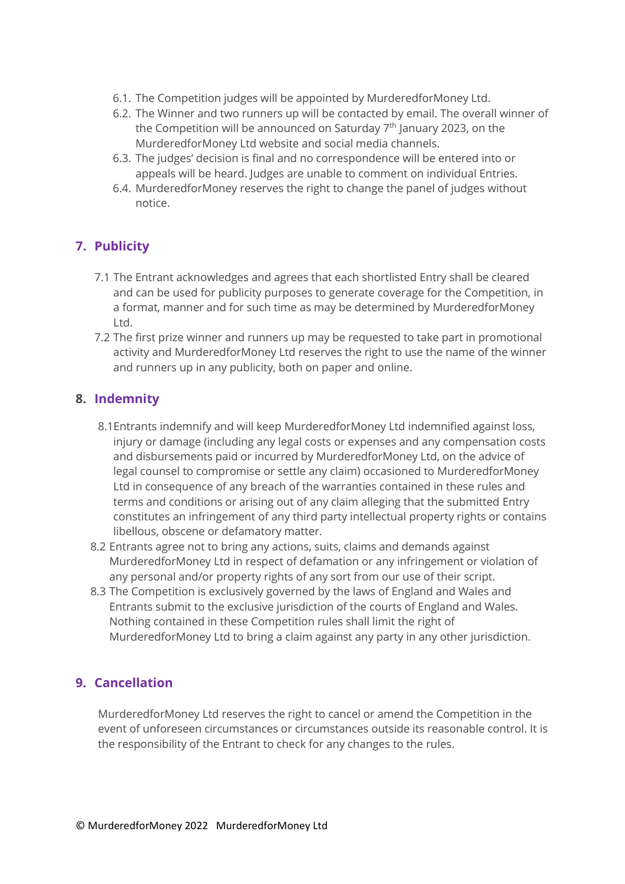6.1. The Competition judges will be appointed by MurderedforMoney Ltd.

6.2. The Winner and two runners up will be contacted by email. The overall winner of the Competition will be announced on Saturday 7th January 2023, on the MurderedforMoney Ltd website and social media channels.

6.3. The judges' decision is final and no correspondence will be entered into or appeals will be heard. Judges are unable to comment on individual Entries.

6.4. MurderedforMoney reserves the right to change the panel of judges without notice.

## 7. Publicity

7.1 The Entrant acknowledges and agrees that each shortlisted Entry shall be cleared and can be used for publicity purposes to generate coverage for the Competition, in a format, manner and for such time as may be determined by MurderedforMoney Ltd.

7.2 The first prize winner and runners up may be requested to take part in promotional activity and MurderedforMoney Ltd reserves the right to use the name of the winner and runners up in any publicity, both on paper and online.

## 8. Indemnity

8.1 Entrants indemnify and will keep MurderedforMoney Ltd indemnified against loss, injury or damage (including any legal costs or expenses and any compensation costs and disbursements paid or incurred by MurderedforMoney Ltd, on the advice of legal counsel to compromise or settle any claim) occasioned to MurderedforMoney Ltd in consequence of any breach of the warranties contained in these rules and terms and conditions or arising out of any claim alleging that the submitted Entry constitutes an infringement of any third party intellectual property rights or contains libellous, obscene or defamatory matter.

8.2 Entrants agree not to bring any actions, suits, claims and demands against MurderedforMoney Ltd in respect of defamation or any infringement or violation of any personal and/or property rights of any sort from our use of their script.

8.3 The Competition is exclusively governed by the laws of England and Wales and Entrants submit to the exclusive jurisdiction of the courts of England and Wales. Nothing contained in these Competition rules shall limit the right of MurderedforMoney Ltd to bring a claim against any party in any other jurisdiction.

## 9. Cancellation

MurderedforMoney Ltd reserves the right to cancel or amend the Competition in the event of unforeseen circumstances or circumstances outside its reasonable control. It is the responsibility of the Entrant to check for any changes to the rules.

© MurderedforMoney 2022 MurderedforMoney Ltd